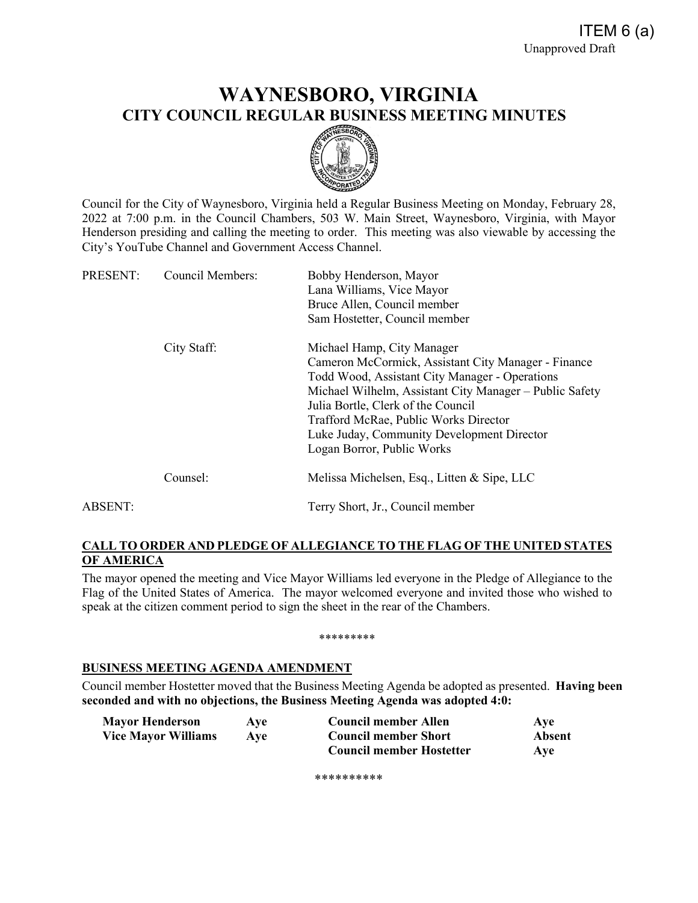ITEM 6 (a)
Unapproved Draft

# WAYNESBORO, VIRGINIA
## CITY COUNCIL REGULAR BUSINESS MEETING MINUTES

Council for the City of Waynesboro, Virginia held a Regular Business Meeting on Monday, February 28, 2022 at 7:00 p.m. in the Council Chambers, 503 W. Main Street, Waynesboro, Virginia, with Mayor Henderson presiding and calling the meeting to order. This meeting was also viewable by accessing the City's YouTube Channel and Government Access Channel.

| | | |
|---|---|---|
| PRESENT: | Council Members: | Bobby Henderson, Mayor<br>Lana Williams, Vice Mayor<br>Bruce Allen, Council member<br>Sam Hostetter, Council member |
| | City Staff: | Michael Hamp, City Manager<br>Cameron McCormick, Assistant City Manager - Finance<br>Todd Wood, Assistant City Manager - Operations<br>Michael Wilhelm, Assistant City Manager – Public Safety<br>Julia Bortle, Clerk of the Council<br>Trafford McRae, Public Works Director<br>Luke Juday, Community Development Director<br>Logan Borror, Public Works |
| | Counsel: | Melissa Michelsen, Esq., Litten & Sipe, LLC |
| ABSENT: | | Terry Short, Jr., Council member |

**CALL TO ORDER AND PLEDGE OF ALLEGIANCE TO THE FLAG OF THE UNITED STATES OF AMERICA**

The mayor opened the meeting and Vice Mayor Williams led everyone in the Pledge of Allegiance to the Flag of the United States of America. The mayor welcomed everyone and invited those who wished to speak at the citizen comment period to sign the sheet in the rear of the Chambers.

*********

**BUSINESS MEETING AGENDA AMENDMENT**

Council member Hostetter moved that the Business Meeting Agenda be adopted as presented. **Having been seconded and with no objections, the Business Meeting Agenda was adopted 4:0:**

| | | | |
|---|---|---|---|
| **Mayor Henderson** | **Aye** | **Council member Allen** | **Aye** |
| **Vice Mayor Williams** | **Aye** | **Council member Short** | **Absent** |
| | | **Council member Hostetter** | **Aye** |

**********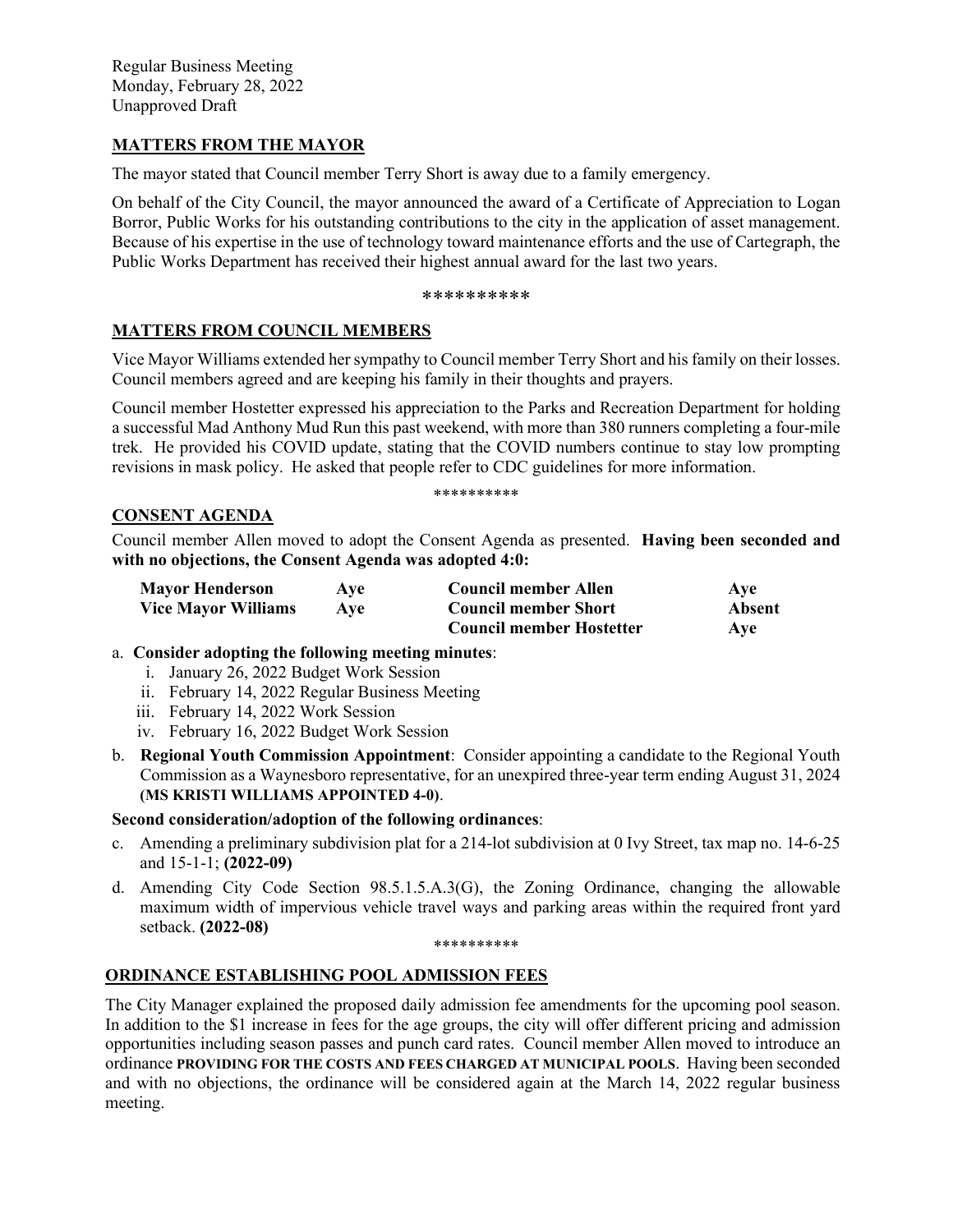Regular Business Meeting
Monday, February 28, 2022
Unapproved Draft

## MATTERS FROM THE MAYOR

The mayor stated that Council member Terry Short is away due to a family emergency.

On behalf of the City Council, the mayor announced the award of a Certificate of Appreciation to Logan Borror, Public Works for his outstanding contributions to the city in the application of asset management. Because of his expertise in the use of technology toward maintenance efforts and the use of Cartegraph, the Public Works Department has received their highest annual award for the last two years.

**********

## MATTERS FROM COUNCIL MEMBERS

Vice Mayor Williams extended her sympathy to Council member Terry Short and his family on their losses. Council members agreed and are keeping his family in their thoughts and prayers.

Council member Hostetter expressed his appreciation to the Parks and Recreation Department for holding a successful Mad Anthony Mud Run this past weekend, with more than 380 runners completing a four-mile trek. He provided his COVID update, stating that the COVID numbers continue to stay low prompting revisions in mask policy. He asked that people refer to CDC guidelines for more information.

**********

## CONSENT AGENDA

Council member Allen moved to adopt the Consent Agenda as presented. **Having been seconded and with no objections, the Consent Agenda was adopted 4:0:**

| | | | |
|---|---|---|---|
| **Mayor Henderson** | **Aye** | **Council member Allen** | **Aye** |
| **Vice Mayor Williams** | **Aye** | **Council member Short** | **Absent** |
| | | **Council member Hostetter** | **Aye** |

a. **Consider adopting the following meeting minutes**:
   i. January 26, 2022 Budget Work Session
   ii. February 14, 2022 Regular Business Meeting
   iii. February 14, 2022 Work Session
   iv. February 16, 2022 Budget Work Session

b. **Regional Youth Commission Appointment**: Consider appointing a candidate to the Regional Youth Commission as a Waynesboro representative, for an unexpired three-year term ending August 31, 2024 **(MS KRISTI WILLIAMS APPOINTED 4-0)**.

**Second consideration/adoption of the following ordinances**:

c. Amending a preliminary subdivision plat for a 214-lot subdivision at 0 Ivy Street, tax map no. 14-6-25 and 15-1-1; **(2022-09)**

d. Amending City Code Section 98.5.1.5.A.3(G), the Zoning Ordinance, changing the allowable maximum width of impervious vehicle travel ways and parking areas within the required front yard setback. **(2022-08)**

**********

## ORDINANCE ESTABLISHING POOL ADMISSION FEES

The City Manager explained the proposed daily admission fee amendments for the upcoming pool season. In addition to the $1 increase in fees for the age groups, the city will offer different pricing and admission opportunities including season passes and punch card rates. Council member Allen moved to introduce an ordinance **PROVIDING FOR THE COSTS AND FEES CHARGED AT MUNICIPAL POOLS**. Having been seconded and with no objections, the ordinance will be considered again at the March 14, 2022 regular business meeting.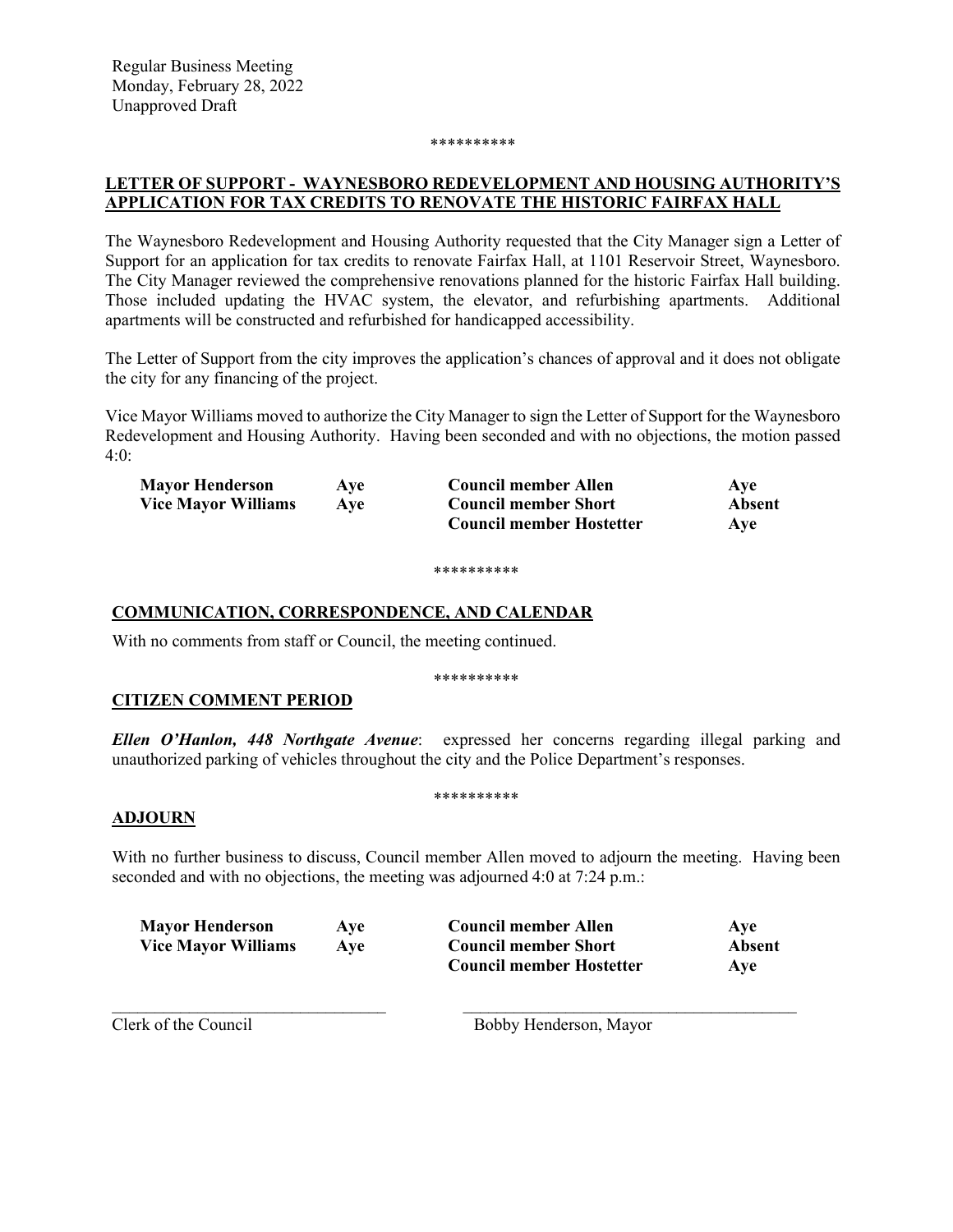Regular Business Meeting
Monday, February 28, 2022
Unapproved Draft

\*\*\*\*\*\*\*\*\*\*

## LETTER OF SUPPORT - WAYNESBORO REDEVELOPMENT AND HOUSING AUTHORITY'S APPLICATION FOR TAX CREDITS TO RENOVATE THE HISTORIC FAIRFAX HALL

The Waynesboro Redevelopment and Housing Authority requested that the City Manager sign a Letter of Support for an application for tax credits to renovate Fairfax Hall, at 1101 Reservoir Street, Waynesboro. The City Manager reviewed the comprehensive renovations planned for the historic Fairfax Hall building. Those included updating the HVAC system, the elevator, and refurbishing apartments. Additional apartments will be constructed and refurbished for handicapped accessibility.

The Letter of Support from the city improves the application's chances of approval and it does not obligate the city for any financing of the project.

Vice Mayor Williams moved to authorize the City Manager to sign the Letter of Support for the Waynesboro Redevelopment and Housing Authority. Having been seconded and with no objections, the motion passed 4:0:

| | | | |
|---|---|---|---|
| **Mayor Henderson** | **Aye** | **Council member Allen** | **Aye** |
| **Vice Mayor Williams** | **Aye** | **Council member Short** | **Absent** |
| | | **Council member Hostetter** | **Aye** |

\*\*\*\*\*\*\*\*\*\*

## COMMUNICATION, CORRESPONDENCE, AND CALENDAR

With no comments from staff or Council, the meeting continued.

\*\*\*\*\*\*\*\*\*\*

## CITIZEN COMMENT PERIOD

***Ellen O'Hanlon, 448 Northgate Avenue***: expressed her concerns regarding illegal parking and unauthorized parking of vehicles throughout the city and the Police Department's responses.

\*\*\*\*\*\*\*\*\*\*

## ADJOURN

With no further business to discuss, Council member Allen moved to adjourn the meeting. Having been seconded and with no objections, the meeting was adjourned 4:0 at 7:24 p.m.:

| | | | |
|---|---|---|---|
| **Mayor Henderson** | **Aye** | **Council member Allen** | **Aye** |
| **Vice Mayor Williams** | **Aye** | **Council member Short** | **Absent** |
| | | **Council member Hostetter** | **Aye** |

\_\_\_\_\_\_\_\_\_\_\_\_\_\_\_\_\_\_\_\_\_\_\_\_\_\_\_\_\_\_\_\_ \_\_\_\_\_\_\_\_\_\_\_\_\_\_\_\_\_\_\_\_\_\_\_\_\_\_\_\_\_\_\_\_\_\_\_\_\_\_\_\_
Clerk of the Council Bobby Henderson, Mayor